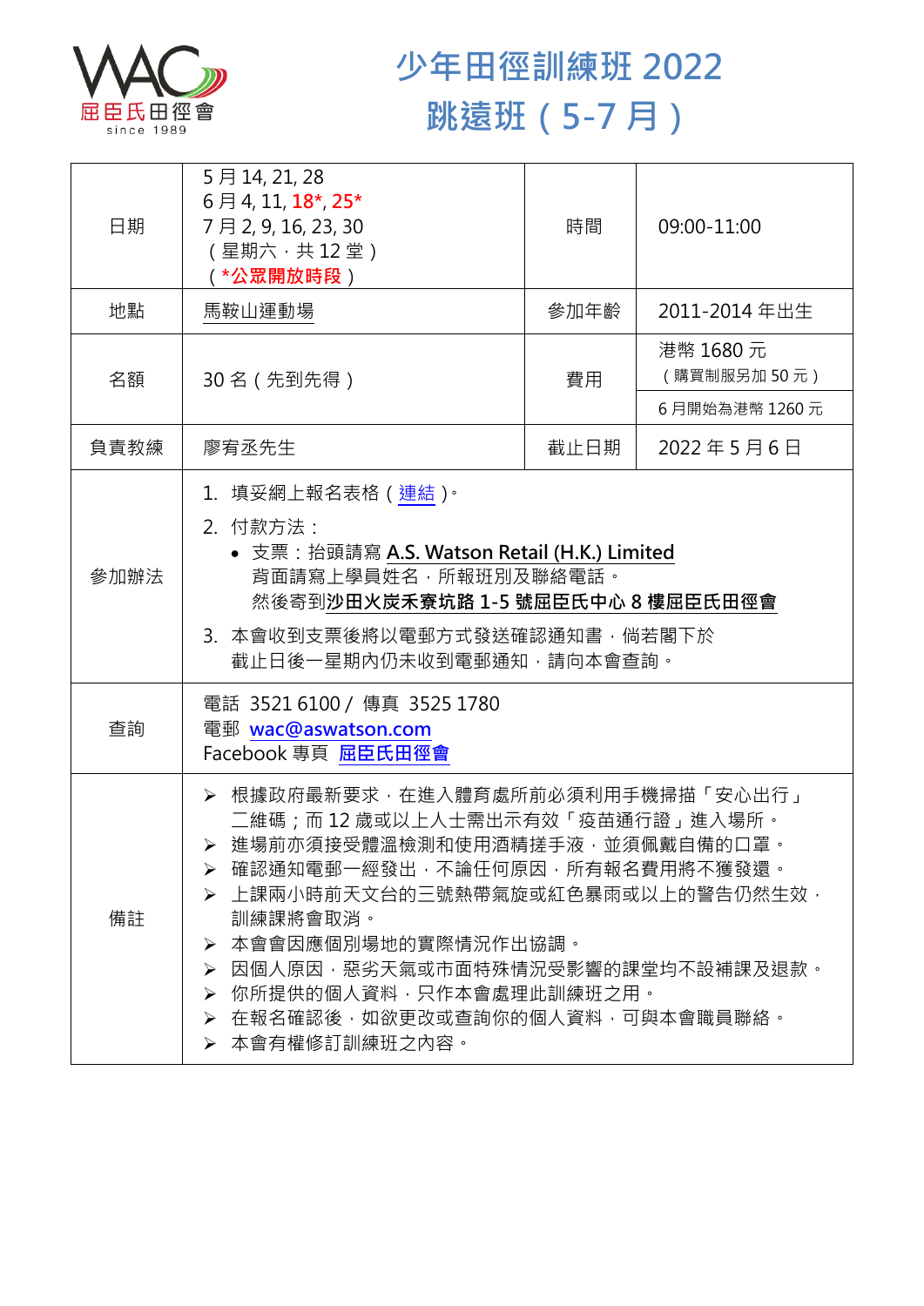屈臣氏田徑會
since 1989

# 少年田徑訓練班 2022
# 跳遠班（5-7 月）

| 日期 | 5 月 14, 21, 28<br>6 月 4, 11, 18*, 25*<br>7 月 2, 9, 16, 23, 30<br>（星期六，共 12 堂）<br>（*公眾開放時段） | 時間 | 09:00-11:00 |
|---|---|---|---|
| 地點 | 馬鞍山運動場 | 參加年齡 | 2011-2014 年出生 |
| 名額 | 30 名（先到先得） | 費用 | 港幣 1680 元<br>（購買制服另加 50 元）<br>6 月開始為港幣 1260 元 |
| 負責教練 | 廖宥丞先生 | 截止日期 | 2022 年 5 月 6 日 |
| 參加辦法 | 1. 填妥網上報名表格（連結）。<br>2. 付款方法：<br>• 支票：抬頭請寫 **A.S. Watson Retail (H.K.) Limited**<br>背面請寫上學員姓名，所報班別及聯絡電話。<br>然後寄到**沙田火炭禾寮坑路 1-5 號屈臣氏中心 8 樓屈臣氏田徑會**<br>3. 本會收到支票後將以電郵方式發送確認通知書，倘若閣下於截止日後一星期內仍未收到電郵通知，請向本會查詢。 | | |
| 查詢 | 電話 3521 6100 / 傳真 3525 1780<br>電郵 wac@aswatson.com<br>Facebook 專頁 屈臣氏田徑會 | | |
| 備註 | ➢ 根據政府最新要求，在進入體育處所前必須利用手機掃描「安心出行」二維碼；而 12 歲或以上人士需出示有效「疫苗通行證」進入場所。<br>➢ 進場前亦須接受體溫檢測和使用酒精搓手液，並須佩戴自備的口罩。<br>➢ 確認通知電郵一經發出，不論任何原因，所有報名費用將不獲發還。<br>➢ 上課兩小時前天文台的三號熱帶氣旋或紅色暴雨或以上的警告仍然生效，訓練課將會取消。<br>➢ 本會會因應個別場地的實際情況作出協調。<br>➢ 因個人原因，惡劣天氣或市面特殊情況受影響的課堂均不設補課及退款。<br>➢ 你所提供的個人資料，只作本會處理此訓練班之用。<br>➢ 在報名確認後，如欲更改或查詢你的個人資料，可與本會職員聯絡。<br>➢ 本會有權修訂訓練班之內容。 | | |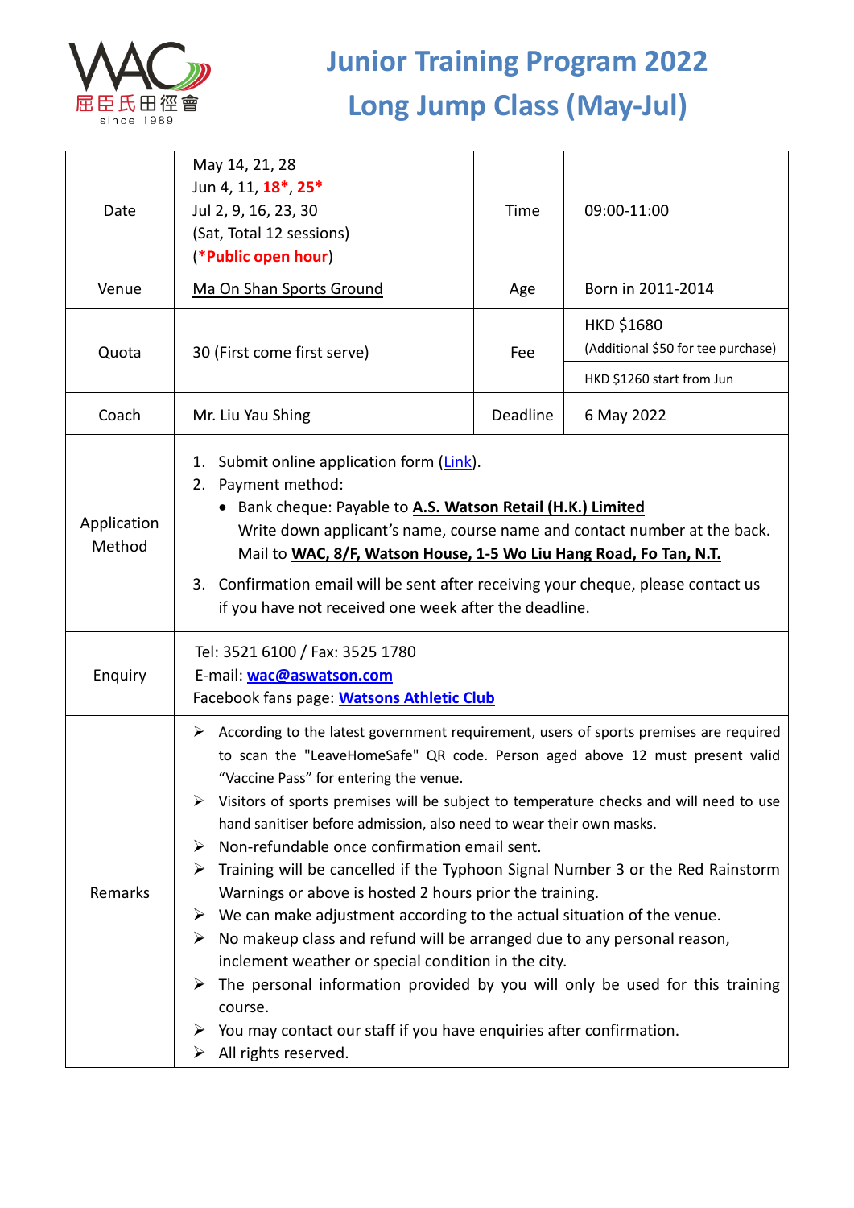# Junior Training Program 2022

# Long Jump Class (May-Jul)

| | | | |
|---|---|---|---|
| Date | May 14, 21, 28<br>Jun 4, 11, **18***, **25***<br>Jul 2, 9, 16, 23, 30<br>(Sat, Total 12 sessions)<br>(***Public open hour**) | Time | 09:00-11:00 |
| Venue | Ma On Shan Sports Ground | Age | Born in 2011-2014 |
| Quota | 30 (First come first serve) | Fee | HKD $1680<br>(Additional $50 for tee purchase)<br>HKD $1260 start from Jun |
| Coach | Mr. Liu Yau Shing | Deadline | 6 May 2022 |
| Application Method | 1. Submit online application form (Link).<br>2. Payment method:<br>• Bank cheque: Payable to **A.S. Watson Retail (H.K.) Limited**<br>Write down applicant's name, course name and contact number at the back.<br>Mail to **WAC, 8/F, Watson House, 1-5 Wo Liu Hang Road, Fo Tan, N.T.**<br>3. Confirmation email will be sent after receiving your cheque, please contact us if you have not received one week after the deadline. | | |
| Enquiry | Tel: 3521 6100 / Fax: 3525 1780<br>E-mail: **wac@aswatson.com**<br>Facebook fans page: **Watsons Athletic Club** | | |
| Remarks | ➢ According to the latest government requirement, users of sports premises are required to scan the "LeaveHomeSafe" QR code. Person aged above 12 must present valid "Vaccine Pass" for entering the venue.<br>➢ Visitors of sports premises will be subject to temperature checks and will need to use hand sanitiser before admission, also need to wear their own masks.<br>➢ Non-refundable once confirmation email sent.<br>➢ Training will be cancelled if the Typhoon Signal Number 3 or the Red Rainstorm Warnings or above is hosted 2 hours prior the training.<br>➢ We can make adjustment according to the actual situation of the venue.<br>➢ No makeup class and refund will be arranged due to any personal reason, inclement weather or special condition in the city.<br>➢ The personal information provided by you will only be used for this training course.<br>➢ You may contact our staff if you have enquiries after confirmation.<br>➢ All rights reserved. | | |